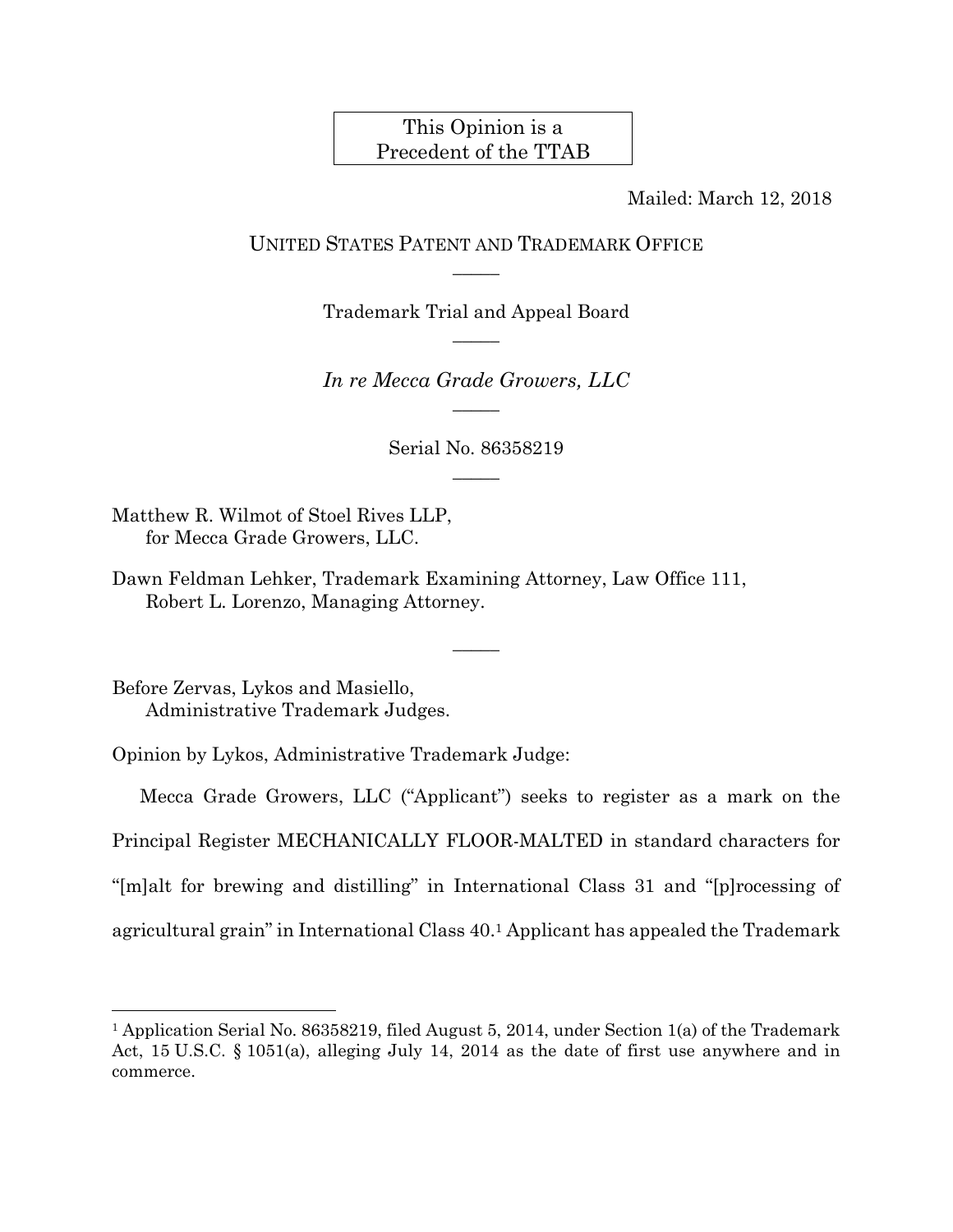This Opinion is a Precedent of the TTAB

Mailed: March 12, 2018

UNITED STATES PATENT AND TRADEMARK OFFICE

———

Trademark Trial and Appeal Board

———

*In re Mecca Grade Growers, LLC*

———

Serial No. 86358219

———

Matthew R. Wilmot of Stoel Rives LLP,
for Mecca Grade Growers, LLC.

Dawn Feldman Lehker, Trademark Examining Attorney, Law Office 111,
Robert L. Lorenzo, Managing Attorney.

———

Before Zervas, Lykos and Masiello,
Administrative Trademark Judges.

Opinion by Lykos, Administrative Trademark Judge:

Mecca Grade Growers, LLC ("Applicant") seeks to register as a mark on the Principal Register MECHANICALLY FLOOR-MALTED in standard characters for "[m]alt for brewing and distilling" in International Class 31 and "[p]rocessing of agricultural grain" in International Class 40.[1] Applicant has appealed the Trademark

[1] Application Serial No. 86358219, filed August 5, 2014, under Section 1(a) of the Trademark Act, 15 U.S.C. § 1051(a), alleging July 14, 2014 as the date of first use anywhere and in commerce.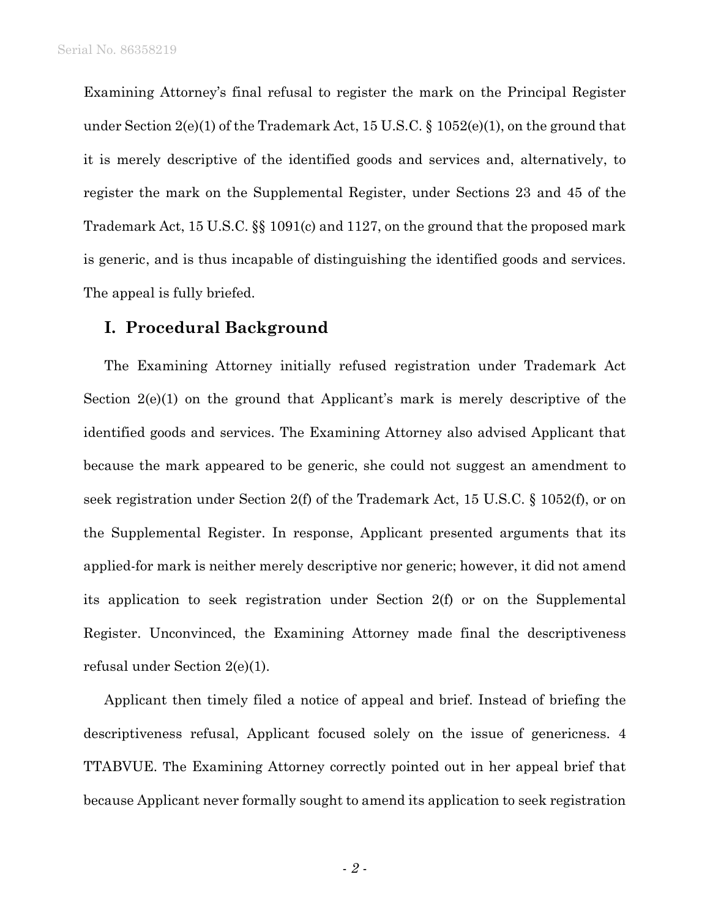Examining Attorney's final refusal to register the mark on the Principal Register under Section 2(e)(1) of the Trademark Act, 15 U.S.C. § 1052(e)(1), on the ground that it is merely descriptive of the identified goods and services and, alternatively, to register the mark on the Supplemental Register, under Sections 23 and 45 of the Trademark Act, 15 U.S.C. §§ 1091(c) and 1127, on the ground that the proposed mark is generic, and is thus incapable of distinguishing the identified goods and services. The appeal is fully briefed.

## I. Procedural Background

The Examining Attorney initially refused registration under Trademark Act Section 2(e)(1) on the ground that Applicant's mark is merely descriptive of the identified goods and services. The Examining Attorney also advised Applicant that because the mark appeared to be generic, she could not suggest an amendment to seek registration under Section 2(f) of the Trademark Act, 15 U.S.C. § 1052(f), or on the Supplemental Register. In response, Applicant presented arguments that its applied-for mark is neither merely descriptive nor generic; however, it did not amend its application to seek registration under Section 2(f) or on the Supplemental Register. Unconvinced, the Examining Attorney made final the descriptiveness refusal under Section 2(e)(1).

Applicant then timely filed a notice of appeal and brief. Instead of briefing the descriptiveness refusal, Applicant focused solely on the issue of genericness. 4 TTABVUE. The Examining Attorney correctly pointed out in her appeal brief that because Applicant never formally sought to amend its application to seek registration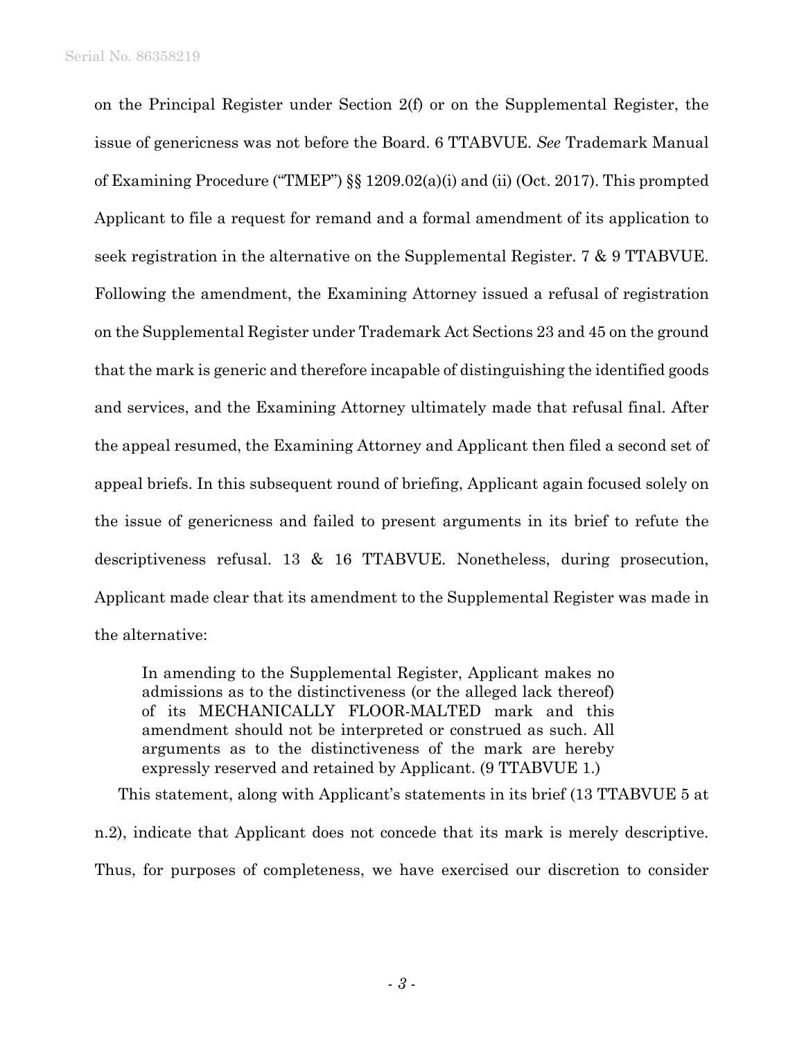on the Principal Register under Section 2(f) or on the Supplemental Register, the issue of genericness was not before the Board. 6 TTABVUE. *See* Trademark Manual of Examining Procedure ("TMEP") §§ 1209.02(a)(i) and (ii) (Oct. 2017). This prompted Applicant to file a request for remand and a formal amendment of its application to seek registration in the alternative on the Supplemental Register. 7 & 9 TTABVUE. Following the amendment, the Examining Attorney issued a refusal of registration on the Supplemental Register under Trademark Act Sections 23 and 45 on the ground that the mark is generic and therefore incapable of distinguishing the identified goods and services, and the Examining Attorney ultimately made that refusal final. After the appeal resumed, the Examining Attorney and Applicant then filed a second set of appeal briefs. In this subsequent round of briefing, Applicant again focused solely on the issue of genericness and failed to present arguments in its brief to refute the descriptiveness refusal. 13 & 16 TTABVUE. Nonetheless, during prosecution, Applicant made clear that its amendment to the Supplemental Register was made in the alternative:

> In amending to the Supplemental Register, Applicant makes no admissions as to the distinctiveness (or the alleged lack thereof) of its MECHANICALLY FLOOR-MALTED mark and this amendment should not be interpreted or construed as such. All arguments as to the distinctiveness of the mark are hereby expressly reserved and retained by Applicant. (9 TTABVUE 1.)

This statement, along with Applicant's statements in its brief (13 TTABVUE 5 at n.2), indicate that Applicant does not concede that its mark is merely descriptive. Thus, for purposes of completeness, we have exercised our discretion to consider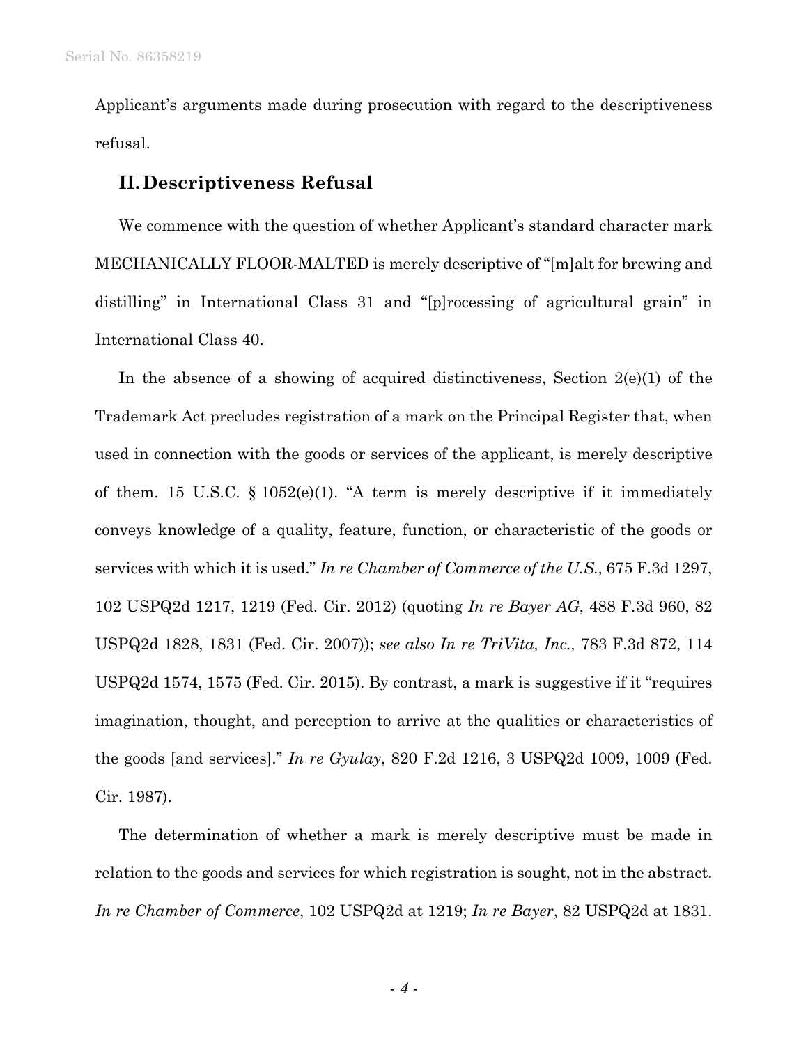Applicant's arguments made during prosecution with regard to the descriptiveness refusal.

## II. Descriptiveness Refusal

We commence with the question of whether Applicant's standard character mark MECHANICALLY FLOOR-MALTED is merely descriptive of "[m]alt for brewing and distilling" in International Class 31 and "[p]rocessing of agricultural grain" in International Class 40.

In the absence of a showing of acquired distinctiveness, Section 2(e)(1) of the Trademark Act precludes registration of a mark on the Principal Register that, when used in connection with the goods or services of the applicant, is merely descriptive of them. 15 U.S.C. § 1052(e)(1). "A term is merely descriptive if it immediately conveys knowledge of a quality, feature, function, or characteristic of the goods or services with which it is used." *In re Chamber of Commerce of the U.S.,* 675 F.3d 1297, 102 USPQ2d 1217, 1219 (Fed. Cir. 2012) (quoting *In re Bayer AG*, 488 F.3d 960, 82 USPQ2d 1828, 1831 (Fed. Cir. 2007)); *see also In re TriVita, Inc.,* 783 F.3d 872, 114 USPQ2d 1574, 1575 (Fed. Cir. 2015). By contrast, a mark is suggestive if it "requires imagination, thought, and perception to arrive at the qualities or characteristics of the goods [and services]." *In re Gyulay*, 820 F.2d 1216, 3 USPQ2d 1009, 1009 (Fed. Cir. 1987).

The determination of whether a mark is merely descriptive must be made in relation to the goods and services for which registration is sought, not in the abstract. *In re Chamber of Commerce*, 102 USPQ2d at 1219; *In re Bayer*, 82 USPQ2d at 1831.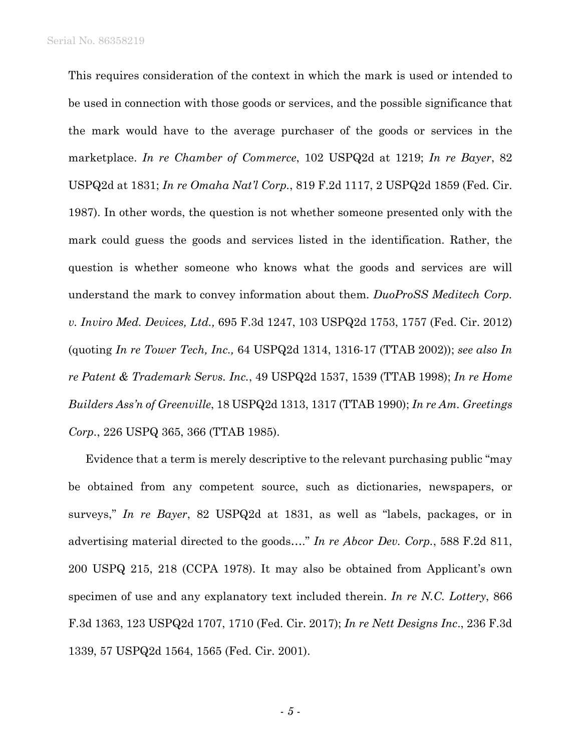This requires consideration of the context in which the mark is used or intended to be used in connection with those goods or services, and the possible significance that the mark would have to the average purchaser of the goods or services in the marketplace. *In re Chamber of Commerce*, 102 USPQ2d at 1219; *In re Bayer*, 82 USPQ2d at 1831; *In re Omaha Nat'l Corp.*, 819 F.2d 1117, 2 USPQ2d 1859 (Fed. Cir. 1987). In other words, the question is not whether someone presented only with the mark could guess the goods and services listed in the identification. Rather, the question is whether someone who knows what the goods and services are will understand the mark to convey information about them. *DuoProSS Meditech Corp. v. Inviro Med. Devices, Ltd.,* 695 F.3d 1247, 103 USPQ2d 1753, 1757 (Fed. Cir. 2012) (quoting *In re Tower Tech, Inc.,* 64 USPQ2d 1314, 1316-17 (TTAB 2002)); *see also In re Patent & Trademark Servs. Inc.*, 49 USPQ2d 1537, 1539 (TTAB 1998); *In re Home Builders Ass'n of Greenville*, 18 USPQ2d 1313, 1317 (TTAB 1990); *In re Am. Greetings Corp.*, 226 USPQ 365, 366 (TTAB 1985).

Evidence that a term is merely descriptive to the relevant purchasing public "may be obtained from any competent source, such as dictionaries, newspapers, or surveys," *In re Bayer*, 82 USPQ2d at 1831, as well as "labels, packages, or in advertising material directed to the goods…." *In re Abcor Dev. Corp.*, 588 F.2d 811, 200 USPQ 215, 218 (CCPA 1978). It may also be obtained from Applicant's own specimen of use and any explanatory text included therein. *In re N.C. Lottery*, 866 F.3d 1363, 123 USPQ2d 1707, 1710 (Fed. Cir. 2017); *In re Nett Designs Inc.*, 236 F.3d 1339, 57 USPQ2d 1564, 1565 (Fed. Cir. 2001).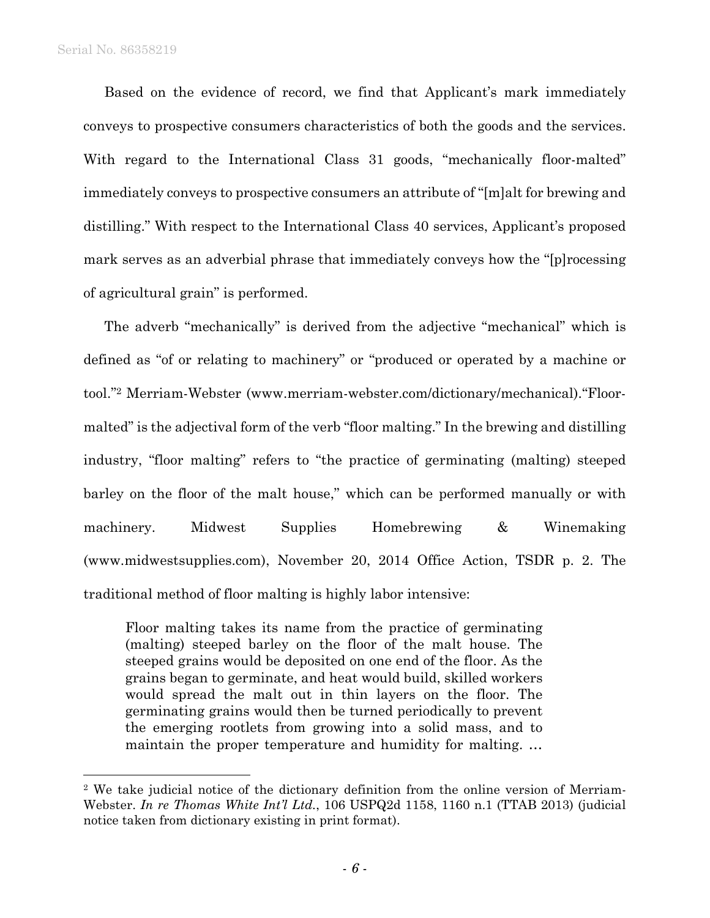Based on the evidence of record, we find that Applicant's mark immediately conveys to prospective consumers characteristics of both the goods and the services. With regard to the International Class 31 goods, "mechanically floor-malted" immediately conveys to prospective consumers an attribute of "[m]alt for brewing and distilling." With respect to the International Class 40 services, Applicant's proposed mark serves as an adverbial phrase that immediately conveys how the "[p]rocessing of agricultural grain" is performed.

The adverb "mechanically" is derived from the adjective "mechanical" which is defined as "of or relating to machinery" or "produced or operated by a machine or tool."[2] Merriam-Webster (www.merriam-webster.com/dictionary/mechanical)."Floor-malted" is the adjectival form of the verb "floor malting." In the brewing and distilling industry, "floor malting" refers to "the practice of germinating (malting) steeped barley on the floor of the malt house," which can be performed manually or with machinery. Midwest Supplies Homebrewing & Winemaking (www.midwestsupplies.com), November 20, 2014 Office Action, TSDR p. 2. The traditional method of floor malting is highly labor intensive:

> Floor malting takes its name from the practice of germinating (malting) steeped barley on the floor of the malt house. The steeped grains would be deposited on one end of the floor. As the grains began to germinate, and heat would build, skilled workers would spread the malt out in thin layers on the floor. The germinating grains would then be turned periodically to prevent the emerging rootlets from growing into a solid mass, and to maintain the proper temperature and humidity for malting. …

---

[2] We take judicial notice of the dictionary definition from the online version of Merriam-Webster. *In re Thomas White Int'l Ltd.*, 106 USPQ2d 1158, 1160 n.1 (TTAB 2013) (judicial notice taken from dictionary existing in print format).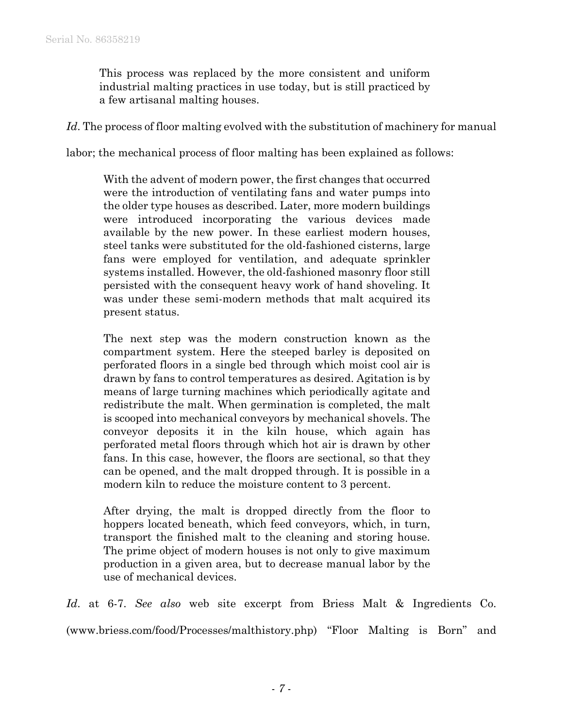> This process was replaced by the more consistent and uniform industrial malting practices in use today, but is still practiced by a few artisanal malting houses.

*Id*. The process of floor malting evolved with the substitution of machinery for manual labor; the mechanical process of floor malting has been explained as follows:

> With the advent of modern power, the first changes that occurred were the introduction of ventilating fans and water pumps into the older type houses as described. Later, more modern buildings were introduced incorporating the various devices made available by the new power. In these earliest modern houses, steel tanks were substituted for the old-fashioned cisterns, large fans were employed for ventilation, and adequate sprinkler systems installed. However, the old-fashioned masonry floor still persisted with the consequent heavy work of hand shoveling. It was under these semi-modern methods that malt acquired its present status.
>
> The next step was the modern construction known as the compartment system. Here the steeped barley is deposited on perforated floors in a single bed through which moist cool air is drawn by fans to control temperatures as desired. Agitation is by means of large turning machines which periodically agitate and redistribute the malt. When germination is completed, the malt is scooped into mechanical conveyors by mechanical shovels. The conveyor deposits it in the kiln house, which again has perforated metal floors through which hot air is drawn by other fans. In this case, however, the floors are sectional, so that they can be opened, and the malt dropped through. It is possible in a modern kiln to reduce the moisture content to 3 percent.
>
> After drying, the malt is dropped directly from the floor to hoppers located beneath, which feed conveyors, which, in turn, transport the finished malt to the cleaning and storing house. The prime object of modern houses is not only to give maximum production in a given area, but to decrease manual labor by the use of mechanical devices.

*Id*. at 6-7. *See also* web site excerpt from Briess Malt & Ingredients Co. (www.briess.com/food/Processes/malthistory.php) "Floor Malting is Born" and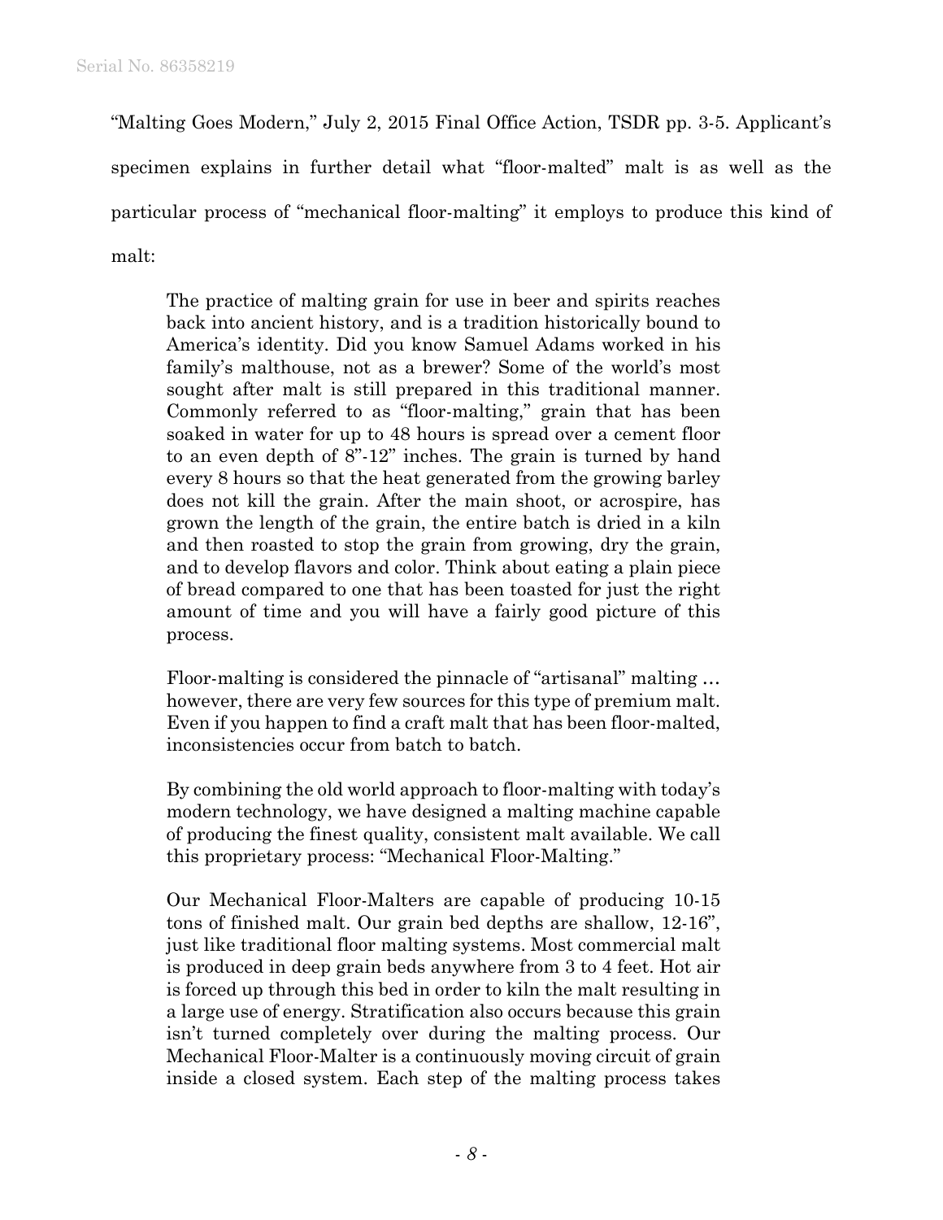"Malting Goes Modern," July 2, 2015 Final Office Action, TSDR pp. 3-5. Applicant's specimen explains in further detail what "floor-malted" malt is as well as the particular process of "mechanical floor-malting" it employs to produce this kind of malt:

> The practice of malting grain for use in beer and spirits reaches back into ancient history, and is a tradition historically bound to America's identity. Did you know Samuel Adams worked in his family's malthouse, not as a brewer? Some of the world's most sought after malt is still prepared in this traditional manner. Commonly referred to as "floor-malting," grain that has been soaked in water for up to 48 hours is spread over a cement floor to an even depth of 8"-12" inches. The grain is turned by hand every 8 hours so that the heat generated from the growing barley does not kill the grain. After the main shoot, or acrospire, has grown the length of the grain, the entire batch is dried in a kiln and then roasted to stop the grain from growing, dry the grain, and to develop flavors and color. Think about eating a plain piece of bread compared to one that has been toasted for just the right amount of time and you will have a fairly good picture of this process.
>
> Floor-malting is considered the pinnacle of "artisanal" malting … however, there are very few sources for this type of premium malt. Even if you happen to find a craft malt that has been floor-malted, inconsistencies occur from batch to batch.
>
> By combining the old world approach to floor-malting with today's modern technology, we have designed a malting machine capable of producing the finest quality, consistent malt available. We call this proprietary process: "Mechanical Floor-Malting."
>
> Our Mechanical Floor-Malters are capable of producing 10-15 tons of finished malt. Our grain bed depths are shallow, 12-16", just like traditional floor malting systems. Most commercial malt is produced in deep grain beds anywhere from 3 to 4 feet. Hot air is forced up through this bed in order to kiln the malt resulting in a large use of energy. Stratification also occurs because this grain isn't turned completely over during the malting process. Our Mechanical Floor-Malter is a continuously moving circuit of grain inside a closed system. Each step of the malting process takes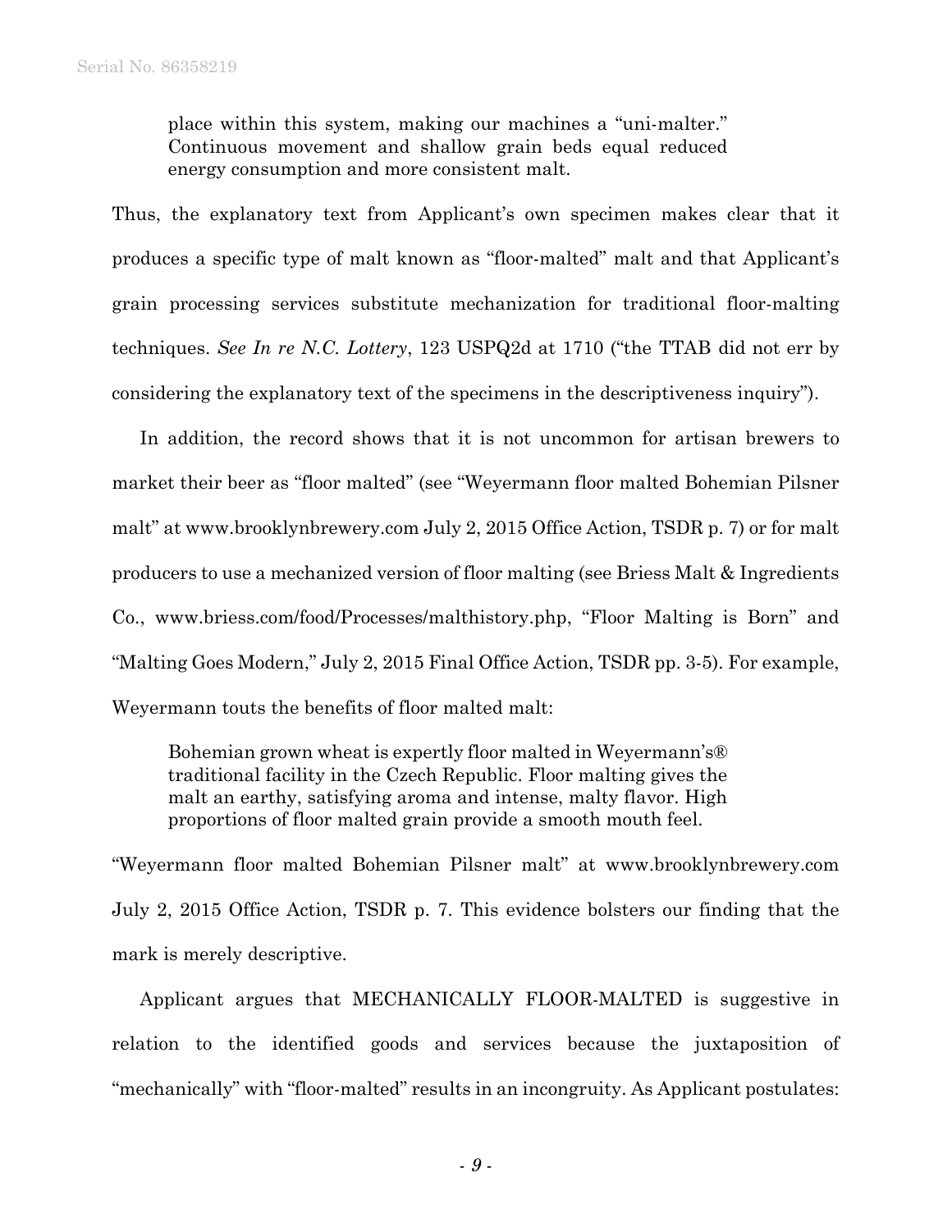> place within this system, making our machines a "uni-malter." Continuous movement and shallow grain beds equal reduced energy consumption and more consistent malt.

Thus, the explanatory text from Applicant's own specimen makes clear that it produces a specific type of malt known as "floor-malted" malt and that Applicant's grain processing services substitute mechanization for traditional floor-malting techniques. *See In re N.C. Lottery*, 123 USPQ2d at 1710 ("the TTAB did not err by considering the explanatory text of the specimens in the descriptiveness inquiry").

In addition, the record shows that it is not uncommon for artisan brewers to market their beer as "floor malted" (see "Weyermann floor malted Bohemian Pilsner malt" at www.brooklynbrewery.com July 2, 2015 Office Action, TSDR p. 7) or for malt producers to use a mechanized version of floor malting (see Briess Malt & Ingredients Co., www.briess.com/food/Processes/malthistory.php, "Floor Malting is Born" and "Malting Goes Modern," July 2, 2015 Final Office Action, TSDR pp. 3-5). For example, Weyermann touts the benefits of floor malted malt:

> Bohemian grown wheat is expertly floor malted in Weyermann's® traditional facility in the Czech Republic. Floor malting gives the malt an earthy, satisfying aroma and intense, malty flavor. High proportions of floor malted grain provide a smooth mouth feel.

"Weyermann floor malted Bohemian Pilsner malt" at www.brooklynbrewery.com July 2, 2015 Office Action, TSDR p. 7. This evidence bolsters our finding that the mark is merely descriptive.

Applicant argues that MECHANICALLY FLOOR-MALTED is suggestive in relation to the identified goods and services because the juxtaposition of "mechanically" with "floor-malted" results in an incongruity. As Applicant postulates: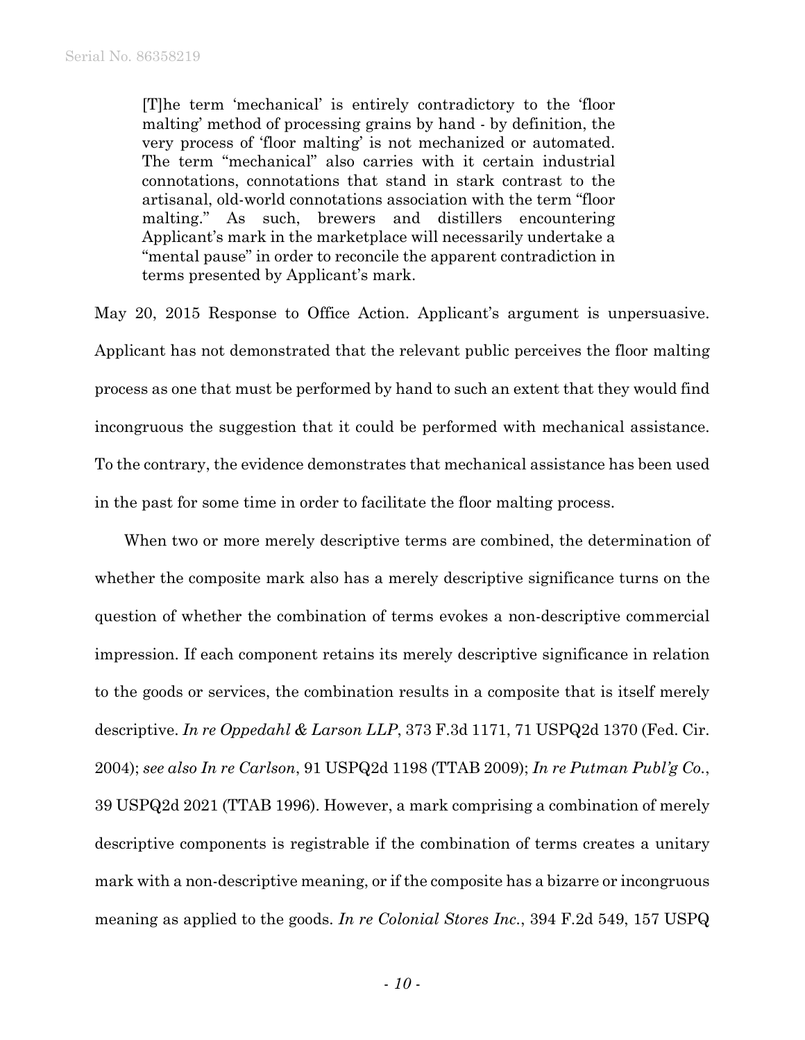> [T]he term 'mechanical' is entirely contradictory to the 'floor malting' method of processing grains by hand - by definition, the very process of 'floor malting' is not mechanized or automated. The term "mechanical" also carries with it certain industrial connotations, connotations that stand in stark contrast to the artisanal, old-world connotations association with the term "floor malting." As such, brewers and distillers encountering Applicant's mark in the marketplace will necessarily undertake a "mental pause" in order to reconcile the apparent contradiction in terms presented by Applicant's mark.

May 20, 2015 Response to Office Action. Applicant's argument is unpersuasive. Applicant has not demonstrated that the relevant public perceives the floor malting process as one that must be performed by hand to such an extent that they would find incongruous the suggestion that it could be performed with mechanical assistance. To the contrary, the evidence demonstrates that mechanical assistance has been used in the past for some time in order to facilitate the floor malting process.

When two or more merely descriptive terms are combined, the determination of whether the composite mark also has a merely descriptive significance turns on the question of whether the combination of terms evokes a non-descriptive commercial impression. If each component retains its merely descriptive significance in relation to the goods or services, the combination results in a composite that is itself merely descriptive. *In re Oppedahl & Larson LLP*, 373 F.3d 1171, 71 USPQ2d 1370 (Fed. Cir. 2004); *see also In re Carlson*, 91 USPQ2d 1198 (TTAB 2009); *In re Putman Publ'g Co.*, 39 USPQ2d 2021 (TTAB 1996). However, a mark comprising a combination of merely descriptive components is registrable if the combination of terms creates a unitary mark with a non-descriptive meaning, or if the composite has a bizarre or incongruous meaning as applied to the goods. *In re Colonial Stores Inc.*, 394 F.2d 549, 157 USPQ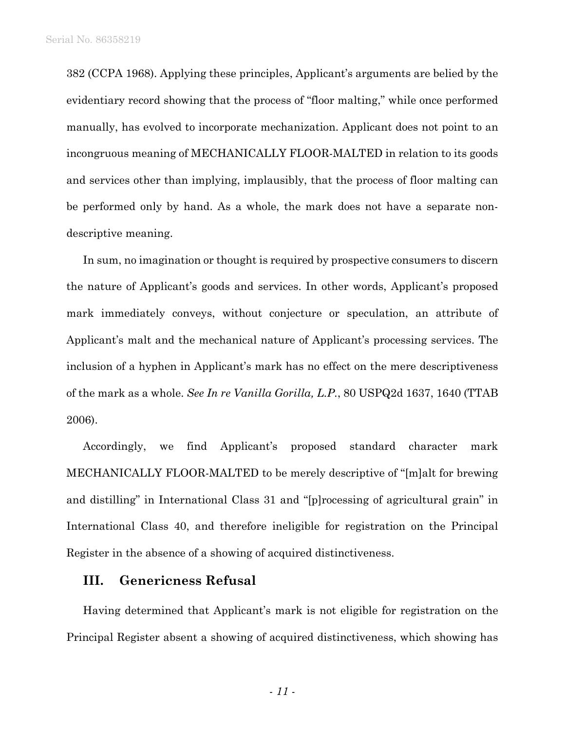382 (CCPA 1968). Applying these principles, Applicant's arguments are belied by the evidentiary record showing that the process of "floor malting," while once performed manually, has evolved to incorporate mechanization. Applicant does not point to an incongruous meaning of MECHANICALLY FLOOR-MALTED in relation to its goods and services other than implying, implausibly, that the process of floor malting can be performed only by hand. As a whole, the mark does not have a separate non-descriptive meaning.

In sum, no imagination or thought is required by prospective consumers to discern the nature of Applicant's goods and services. In other words, Applicant's proposed mark immediately conveys, without conjecture or speculation, an attribute of Applicant's malt and the mechanical nature of Applicant's processing services. The inclusion of a hyphen in Applicant's mark has no effect on the mere descriptiveness of the mark as a whole. *See In re Vanilla Gorilla, L.P.*, 80 USPQ2d 1637, 1640 (TTAB 2006).

Accordingly, we find Applicant's proposed standard character mark MECHANICALLY FLOOR-MALTED to be merely descriptive of "[m]alt for brewing and distilling" in International Class 31 and "[p]rocessing of agricultural grain" in International Class 40, and therefore ineligible for registration on the Principal Register in the absence of a showing of acquired distinctiveness.

## III. Genericness Refusal

Having determined that Applicant's mark is not eligible for registration on the Principal Register absent a showing of acquired distinctiveness, which showing has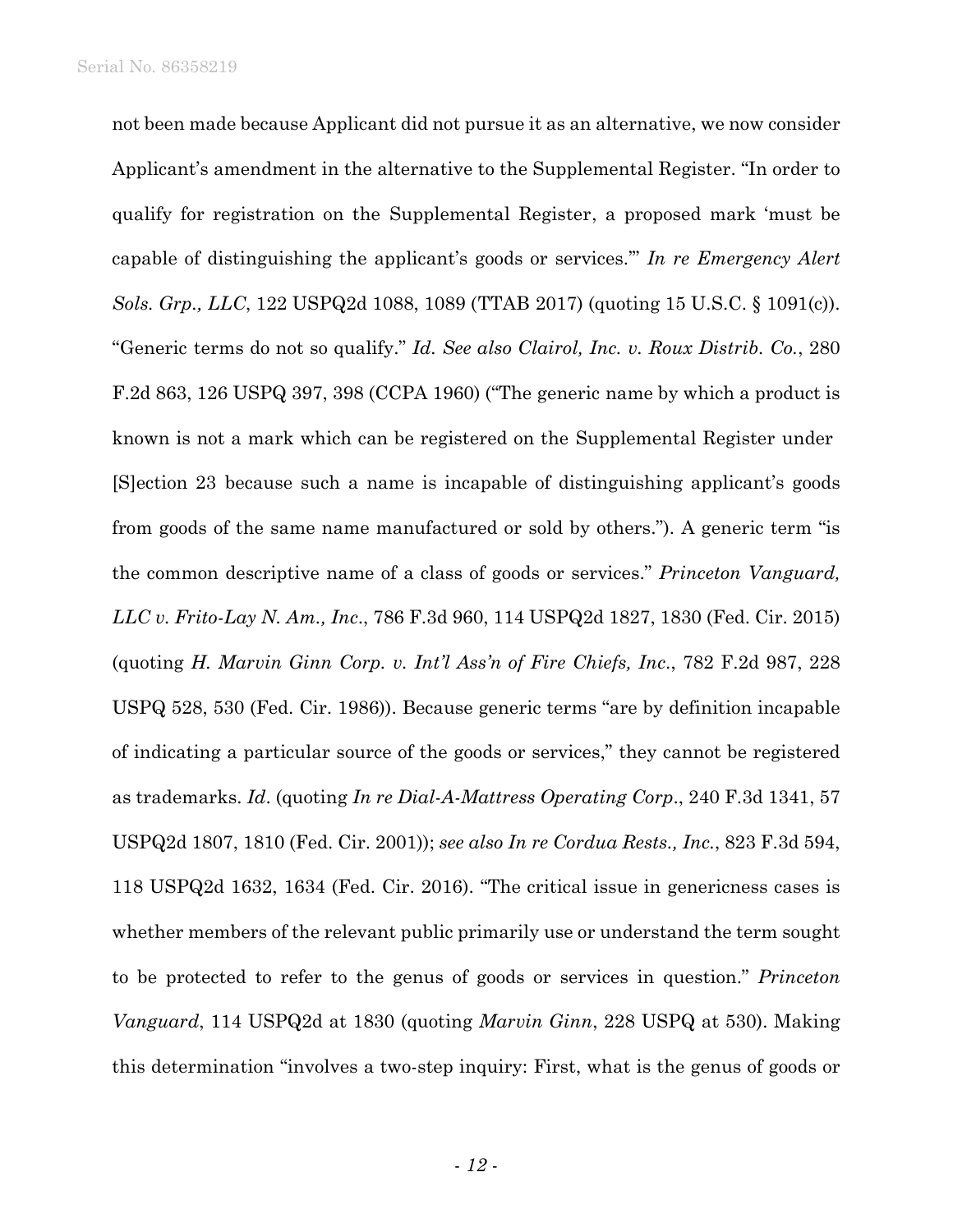not been made because Applicant did not pursue it as an alternative, we now consider Applicant's amendment in the alternative to the Supplemental Register. "In order to qualify for registration on the Supplemental Register, a proposed mark 'must be capable of distinguishing the applicant's goods or services.'" *In re Emergency Alert Sols. Grp., LLC*, 122 USPQ2d 1088, 1089 (TTAB 2017) (quoting 15 U.S.C. § 1091(c)). "Generic terms do not so qualify." *Id. See also Clairol, Inc. v. Roux Distrib. Co.*, 280 F.2d 863, 126 USPQ 397, 398 (CCPA 1960) ("The generic name by which a product is known is not a mark which can be registered on the Supplemental Register under [S]ection 23 because such a name is incapable of distinguishing applicant's goods from goods of the same name manufactured or sold by others."). A generic term "is the common descriptive name of a class of goods or services." *Princeton Vanguard, LLC v. Frito-Lay N. Am., Inc*., 786 F.3d 960, 114 USPQ2d 1827, 1830 (Fed. Cir. 2015) (quoting *H. Marvin Ginn Corp. v. Int'l Ass'n of Fire Chiefs, Inc*., 782 F.2d 987, 228 USPQ 528, 530 (Fed. Cir. 1986)). Because generic terms "are by definition incapable of indicating a particular source of the goods or services," they cannot be registered as trademarks. *Id*. (quoting *In re Dial-A-Mattress Operating Corp*., 240 F.3d 1341, 57 USPQ2d 1807, 1810 (Fed. Cir. 2001)); *see also In re Cordua Rests., Inc.*, 823 F.3d 594, 118 USPQ2d 1632, 1634 (Fed. Cir. 2016). "The critical issue in genericness cases is whether members of the relevant public primarily use or understand the term sought to be protected to refer to the genus of goods or services in question." *Princeton Vanguard*, 114 USPQ2d at 1830 (quoting *Marvin Ginn*, 228 USPQ at 530). Making this determination "involves a two-step inquiry: First, what is the genus of goods or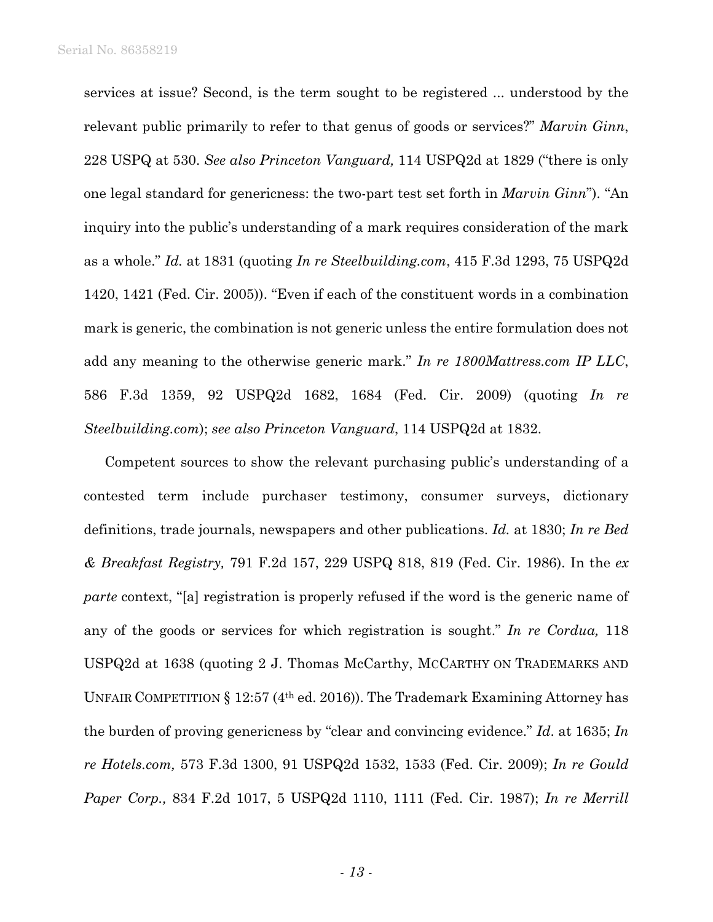services at issue? Second, is the term sought to be registered ... understood by the relevant public primarily to refer to that genus of goods or services?" *Marvin Ginn*, 228 USPQ at 530. *See also Princeton Vanguard,* 114 USPQ2d at 1829 ("there is only one legal standard for genericness: the two-part test set forth in *Marvin Ginn*"). "An inquiry into the public's understanding of a mark requires consideration of the mark as a whole." *Id.* at 1831 (quoting *In re Steelbuilding.com*, 415 F.3d 1293, 75 USPQ2d 1420, 1421 (Fed. Cir. 2005)). "Even if each of the constituent words in a combination mark is generic, the combination is not generic unless the entire formulation does not add any meaning to the otherwise generic mark." *In re 1800Mattress.com IP LLC*, 586 F.3d 1359, 92 USPQ2d 1682, 1684 (Fed. Cir. 2009) (quoting *In re Steelbuilding.com*); *see also Princeton Vanguard*, 114 USPQ2d at 1832.

Competent sources to show the relevant purchasing public's understanding of a contested term include purchaser testimony, consumer surveys, dictionary definitions, trade journals, newspapers and other publications. *Id.* at 1830; *In re Bed & Breakfast Registry,* 791 F.2d 157, 229 USPQ 818, 819 (Fed. Cir. 1986). In the *ex parte* context, "[a] registration is properly refused if the word is the generic name of any of the goods or services for which registration is sought." *In re Cordua,* 118 USPQ2d at 1638 (quoting 2 J. Thomas McCarthy, MCCARTHY ON TRADEMARKS AND UNFAIR COMPETITION § 12:57 (4th ed. 2016)). The Trademark Examining Attorney has the burden of proving genericness by "clear and convincing evidence." *Id*. at 1635; *In re Hotels.com,* 573 F.3d 1300, 91 USPQ2d 1532, 1533 (Fed. Cir. 2009); *In re Gould Paper Corp.,* 834 F.2d 1017, 5 USPQ2d 1110, 1111 (Fed. Cir. 1987); *In re Merrill*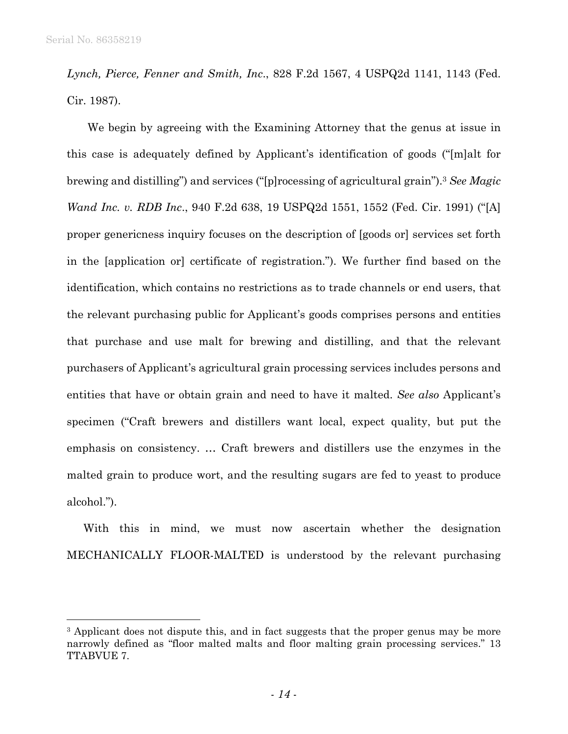*Lynch, Pierce, Fenner and Smith, Inc*., 828 F.2d 1567, 4 USPQ2d 1141, 1143 (Fed. Cir. 1987).

We begin by agreeing with the Examining Attorney that the genus at issue in this case is adequately defined by Applicant's identification of goods ("[m]alt for brewing and distilling") and services ("[p]rocessing of agricultural grain").[3] *See Magic Wand Inc. v. RDB Inc*., 940 F.2d 638, 19 USPQ2d 1551, 1552 (Fed. Cir. 1991) ("[A] proper genericness inquiry focuses on the description of [goods or] services set forth in the [application or] certificate of registration."). We further find based on the identification, which contains no restrictions as to trade channels or end users, that the relevant purchasing public for Applicant's goods comprises persons and entities that purchase and use malt for brewing and distilling, and that the relevant purchasers of Applicant's agricultural grain processing services includes persons and entities that have or obtain grain and need to have it malted. *See also* Applicant's specimen ("Craft brewers and distillers want local, expect quality, but put the emphasis on consistency. … Craft brewers and distillers use the enzymes in the malted grain to produce wort, and the resulting sugars are fed to yeast to produce alcohol.").

With this in mind, we must now ascertain whether the designation MECHANICALLY FLOOR-MALTED is understood by the relevant purchasing

---

[3] Applicant does not dispute this, and in fact suggests that the proper genus may be more narrowly defined as "floor malted malts and floor malting grain processing services." 13 TTABVUE 7.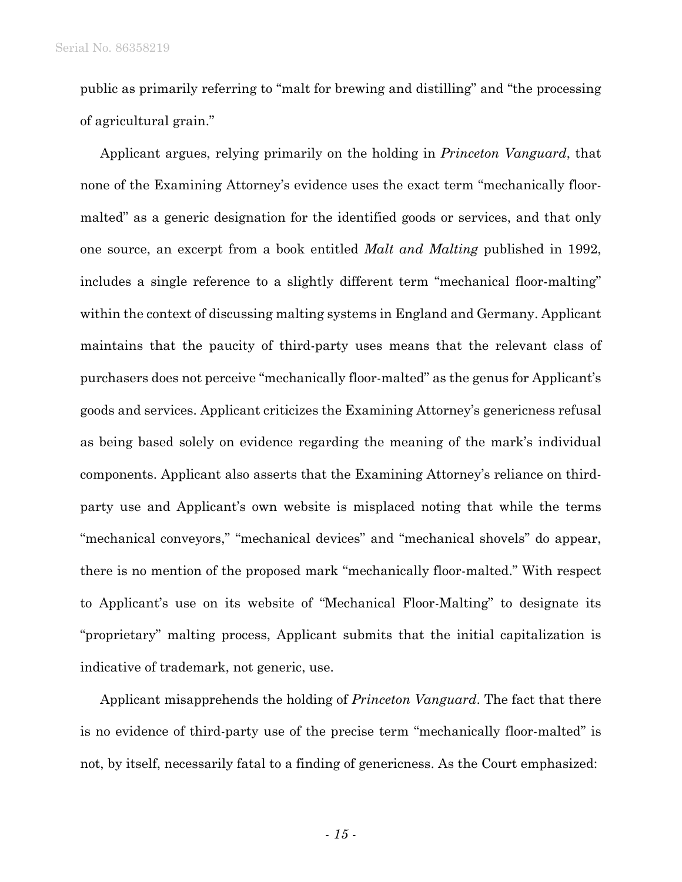public as primarily referring to "malt for brewing and distilling" and "the processing of agricultural grain."

Applicant argues, relying primarily on the holding in *Princeton Vanguard*, that none of the Examining Attorney's evidence uses the exact term "mechanically floor-malted" as a generic designation for the identified goods or services, and that only one source, an excerpt from a book entitled *Malt and Malting* published in 1992, includes a single reference to a slightly different term "mechanical floor-malting" within the context of discussing malting systems in England and Germany. Applicant maintains that the paucity of third-party uses means that the relevant class of purchasers does not perceive "mechanically floor-malted" as the genus for Applicant's goods and services. Applicant criticizes the Examining Attorney's genericness refusal as being based solely on evidence regarding the meaning of the mark's individual components. Applicant also asserts that the Examining Attorney's reliance on third-party use and Applicant's own website is misplaced noting that while the terms "mechanical conveyors," "mechanical devices" and "mechanical shovels" do appear, there is no mention of the proposed mark "mechanically floor-malted." With respect to Applicant's use on its website of "Mechanical Floor-Malting" to designate its "proprietary" malting process, Applicant submits that the initial capitalization is indicative of trademark, not generic, use.

Applicant misapprehends the holding of *Princeton Vanguard*. The fact that there is no evidence of third-party use of the precise term "mechanically floor-malted" is not, by itself, necessarily fatal to a finding of genericness. As the Court emphasized: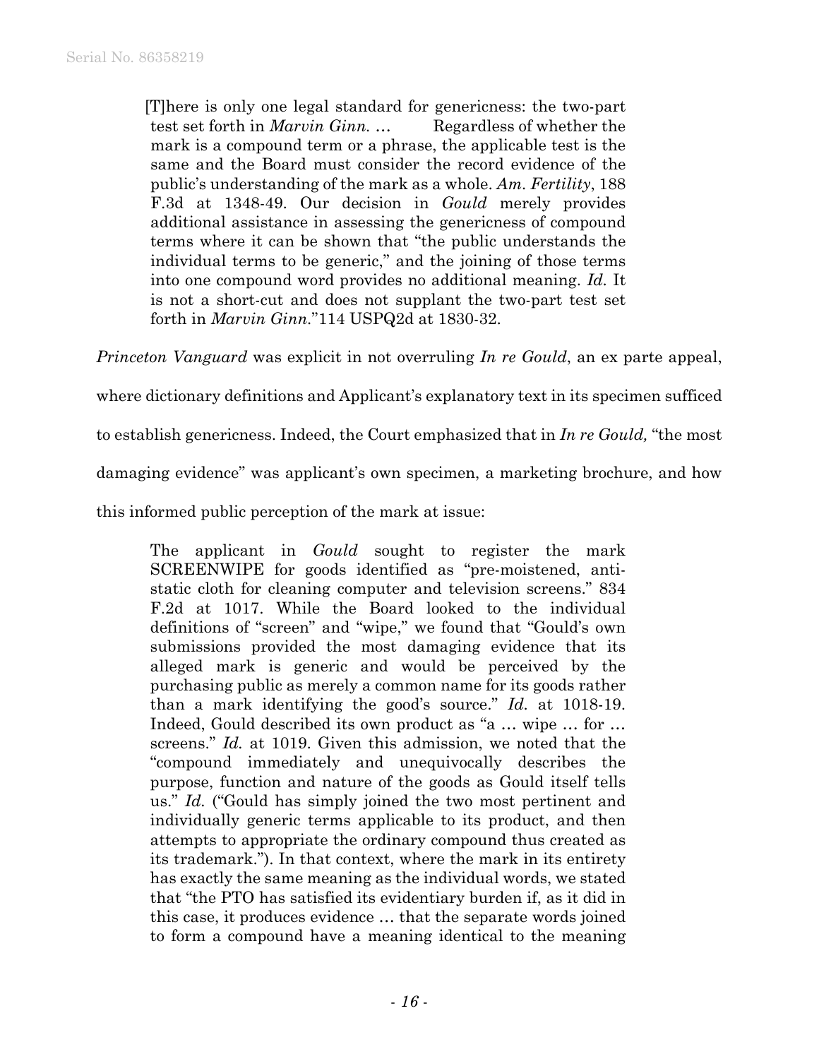> [T]here is only one legal standard for genericness: the two-part test set forth in *Marvin Ginn.* … Regardless of whether the mark is a compound term or a phrase, the applicable test is the same and the Board must consider the record evidence of the public's understanding of the mark as a whole. *Am. Fertility*, 188 F.3d at 1348-49. Our decision in *Gould* merely provides additional assistance in assessing the genericness of compound terms where it can be shown that "the public understands the individual terms to be generic," and the joining of those terms into one compound word provides no additional meaning. *Id.* It is not a short-cut and does not supplant the two-part test set forth in *Marvin Ginn.*"114 USPQ2d at 1830-32.

*Princeton Vanguard* was explicit in not overruling *In re Gould*, an ex parte appeal, where dictionary definitions and Applicant's explanatory text in its specimen sufficed to establish genericness. Indeed, the Court emphasized that in *In re Gould,* "the most damaging evidence" was applicant's own specimen, a marketing brochure, and how this informed public perception of the mark at issue:

> The applicant in *Gould* sought to register the mark SCREENWIPE for goods identified as "pre-moistened, anti-static cloth for cleaning computer and television screens." 834 F.2d at 1017. While the Board looked to the individual definitions of "screen" and "wipe," we found that "Gould's own submissions provided the most damaging evidence that its alleged mark is generic and would be perceived by the purchasing public as merely a common name for its goods rather than a mark identifying the good's source." *Id.* at 1018-19. Indeed, Gould described its own product as "a … wipe … for … screens." *Id.* at 1019. Given this admission, we noted that the "compound immediately and unequivocally describes the purpose, function and nature of the goods as Gould itself tells us." *Id.* ("Gould has simply joined the two most pertinent and individually generic terms applicable to its product, and then attempts to appropriate the ordinary compound thus created as its trademark."). In that context, where the mark in its entirety has exactly the same meaning as the individual words, we stated that "the PTO has satisfied its evidentiary burden if, as it did in this case, it produces evidence … that the separate words joined to form a compound have a meaning identical to the meaning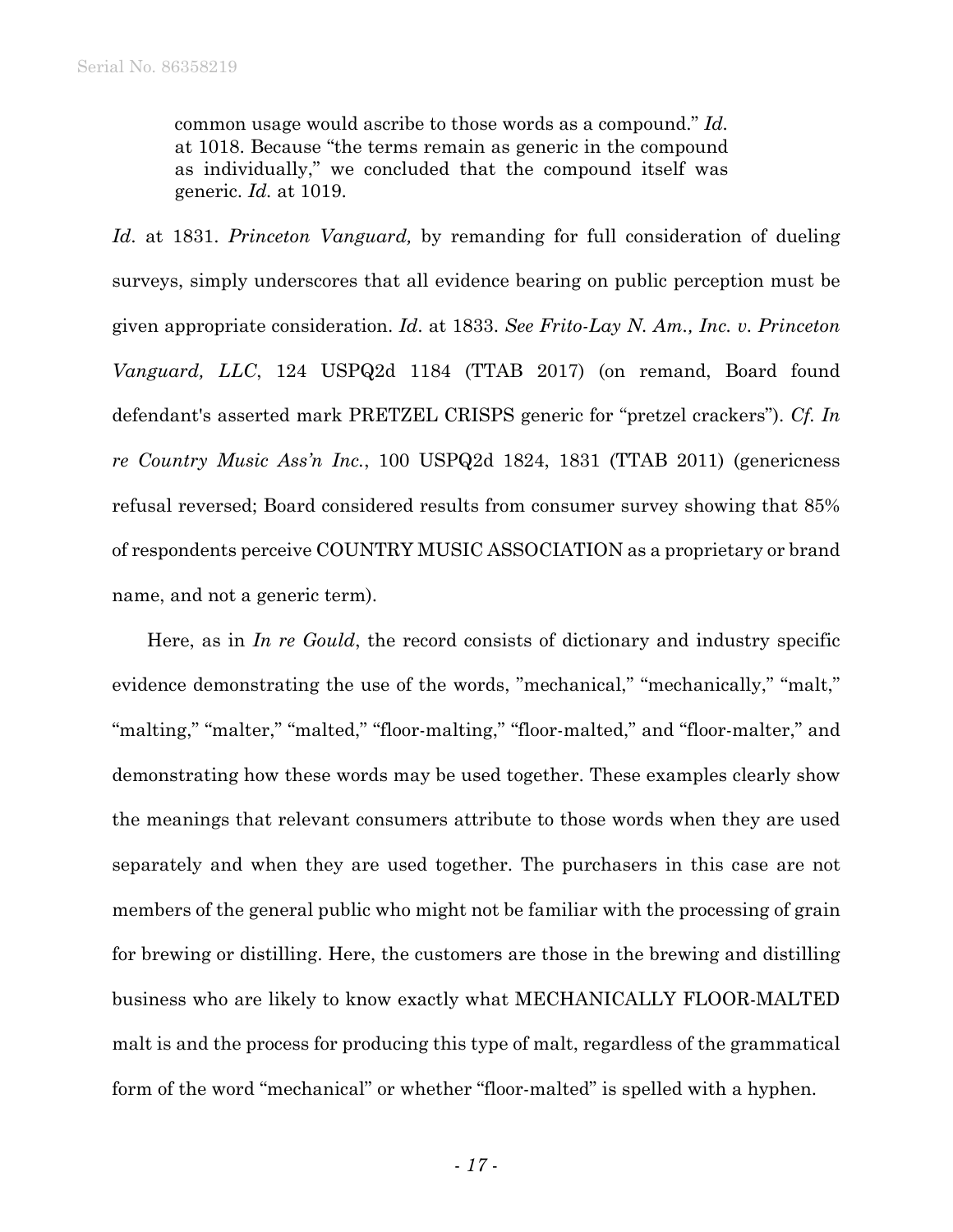> common usage would ascribe to those words as a compound." *Id.* at 1018. Because "the terms remain as generic in the compound as individually," we concluded that the compound itself was generic. *Id.* at 1019.

*Id.* at 1831. *Princeton Vanguard,* by remanding for full consideration of dueling surveys, simply underscores that all evidence bearing on public perception must be given appropriate consideration. *Id.* at 1833. *See Frito-Lay N. Am., Inc. v. Princeton Vanguard, LLC*, 124 USPQ2d 1184 (TTAB 2017) (on remand, Board found defendant's asserted mark PRETZEL CRISPS generic for "pretzel crackers"). *Cf. In re Country Music Ass'n Inc.*, 100 USPQ2d 1824, 1831 (TTAB 2011) (genericness refusal reversed; Board considered results from consumer survey showing that 85% of respondents perceive COUNTRY MUSIC ASSOCIATION as a proprietary or brand name, and not a generic term).

Here, as in *In re Gould*, the record consists of dictionary and industry specific evidence demonstrating the use of the words, "mechanical," "mechanically," "malt," "malting," "malter," "malted," "floor-malting," "floor-malted," and "floor-malter," and demonstrating how these words may be used together. These examples clearly show the meanings that relevant consumers attribute to those words when they are used separately and when they are used together. The purchasers in this case are not members of the general public who might not be familiar with the processing of grain for brewing or distilling. Here, the customers are those in the brewing and distilling business who are likely to know exactly what MECHANICALLY FLOOR-MALTED malt is and the process for producing this type of malt, regardless of the grammatical form of the word "mechanical" or whether "floor-malted" is spelled with a hyphen.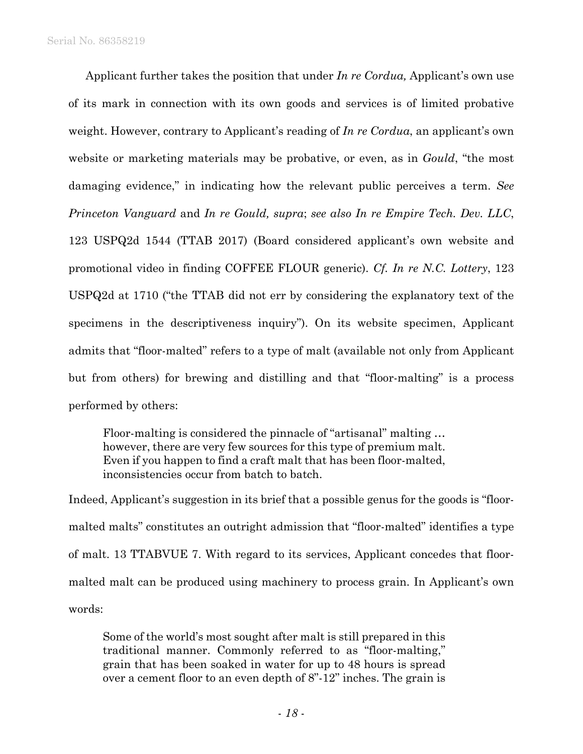Applicant further takes the position that under *In re Cordua,* Applicant's own use of its mark in connection with its own goods and services is of limited probative weight. However, contrary to Applicant's reading of *In re Cordua*, an applicant's own website or marketing materials may be probative, or even, as in *Gould*, "the most damaging evidence," in indicating how the relevant public perceives a term. *See Princeton Vanguard* and *In re Gould, supra*; *see also In re Empire Tech. Dev. LLC*, 123 USPQ2d 1544 (TTAB 2017) (Board considered applicant's own website and promotional video in finding COFFEE FLOUR generic). *Cf. In re N.C. Lottery*, 123 USPQ2d at 1710 ("the TTAB did not err by considering the explanatory text of the specimens in the descriptiveness inquiry"). On its website specimen, Applicant admits that "floor-malted" refers to a type of malt (available not only from Applicant but from others) for brewing and distilling and that "floor-malting" is a process performed by others:

> Floor-malting is considered the pinnacle of "artisanal" malting … however, there are very few sources for this type of premium malt. Even if you happen to find a craft malt that has been floor-malted, inconsistencies occur from batch to batch.

Indeed, Applicant's suggestion in its brief that a possible genus for the goods is "floor-malted malts" constitutes an outright admission that "floor-malted" identifies a type of malt. 13 TTABVUE 7. With regard to its services, Applicant concedes that floor-malted malt can be produced using machinery to process grain. In Applicant's own words:

> Some of the world's most sought after malt is still prepared in this traditional manner. Commonly referred to as "floor-malting," grain that has been soaked in water for up to 48 hours is spread over a cement floor to an even depth of 8"-12" inches. The grain is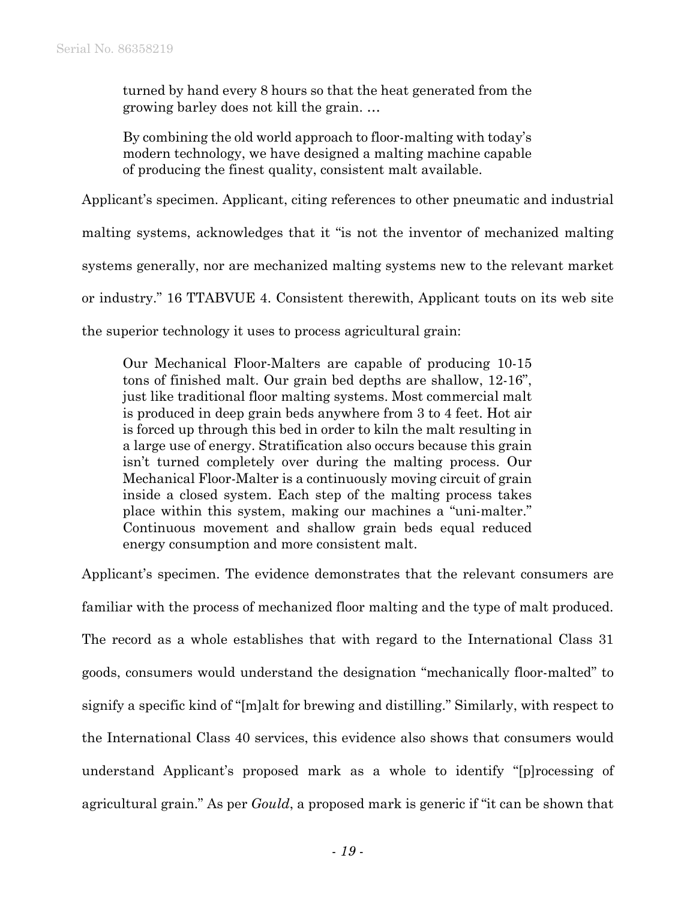> turned by hand every 8 hours so that the heat generated from the growing barley does not kill the grain. …
>
> By combining the old world approach to floor-malting with today's modern technology, we have designed a malting machine capable of producing the finest quality, consistent malt available.

Applicant's specimen. Applicant, citing references to other pneumatic and industrial malting systems, acknowledges that it "is not the inventor of mechanized malting systems generally, nor are mechanized malting systems new to the relevant market or industry." 16 TTABVUE 4. Consistent therewith, Applicant touts on its web site the superior technology it uses to process agricultural grain:

> Our Mechanical Floor-Malters are capable of producing 10-15 tons of finished malt. Our grain bed depths are shallow, 12-16", just like traditional floor malting systems. Most commercial malt is produced in deep grain beds anywhere from 3 to 4 feet. Hot air is forced up through this bed in order to kiln the malt resulting in a large use of energy. Stratification also occurs because this grain isn't turned completely over during the malting process. Our Mechanical Floor-Malter is a continuously moving circuit of grain inside a closed system. Each step of the malting process takes place within this system, making our machines a "uni-malter." Continuous movement and shallow grain beds equal reduced energy consumption and more consistent malt.

Applicant's specimen. The evidence demonstrates that the relevant consumers are familiar with the process of mechanized floor malting and the type of malt produced. The record as a whole establishes that with regard to the International Class 31 goods, consumers would understand the designation "mechanically floor-malted" to signify a specific kind of "[m]alt for brewing and distilling." Similarly, with respect to the International Class 40 services, this evidence also shows that consumers would understand Applicant's proposed mark as a whole to identify "[p]rocessing of agricultural grain." As per *Gould*, a proposed mark is generic if "it can be shown that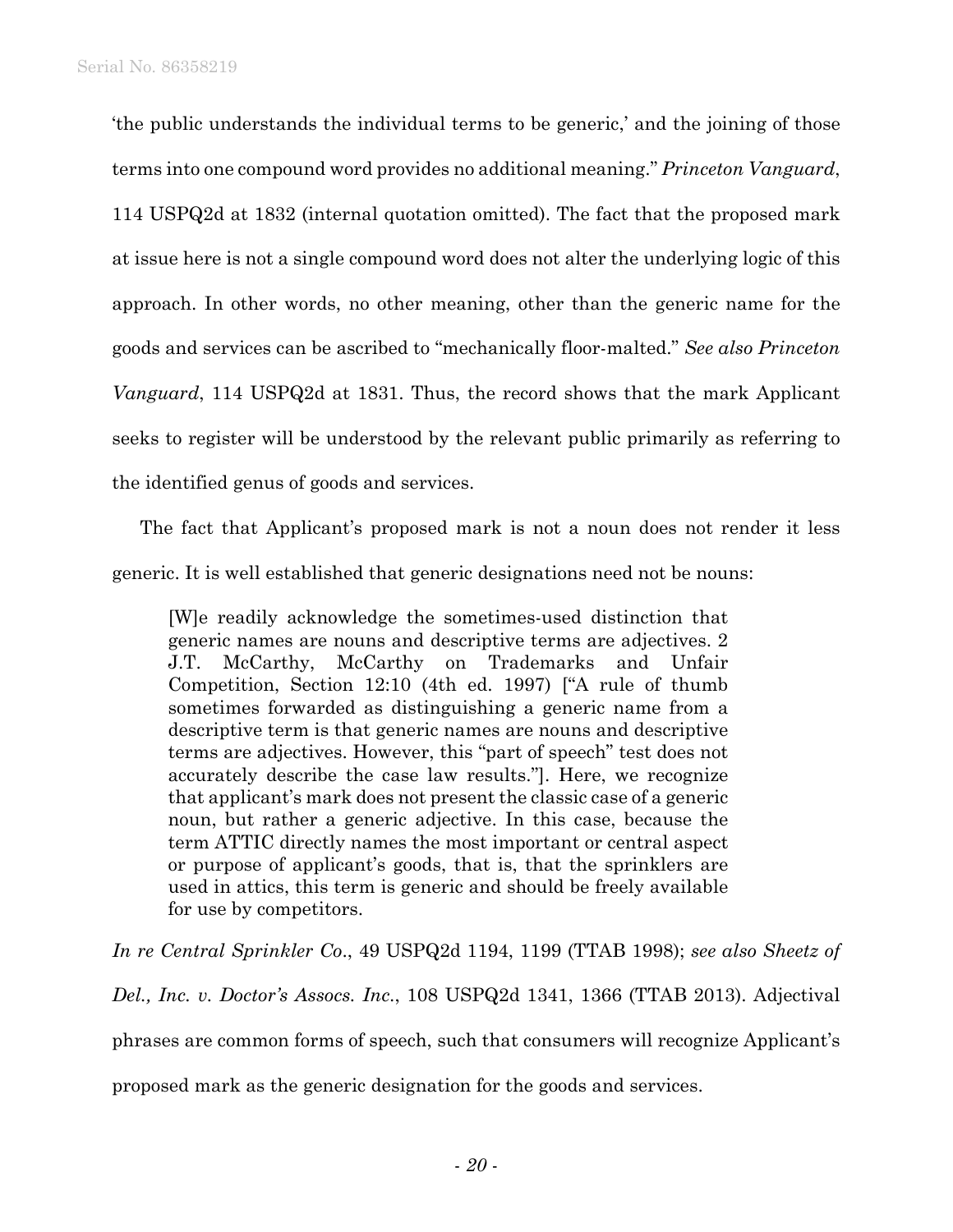'the public understands the individual terms to be generic,' and the joining of those terms into one compound word provides no additional meaning." *Princeton Vanguard*, 114 USPQ2d at 1832 (internal quotation omitted). The fact that the proposed mark at issue here is not a single compound word does not alter the underlying logic of this approach. In other words, no other meaning, other than the generic name for the goods and services can be ascribed to "mechanically floor-malted." *See also Princeton Vanguard*, 114 USPQ2d at 1831. Thus, the record shows that the mark Applicant seeks to register will be understood by the relevant public primarily as referring to the identified genus of goods and services.

The fact that Applicant's proposed mark is not a noun does not render it less generic. It is well established that generic designations need not be nouns:

> [W]e readily acknowledge the sometimes-used distinction that generic names are nouns and descriptive terms are adjectives. 2 J.T. McCarthy, McCarthy on Trademarks and Unfair Competition, Section 12:10 (4th ed. 1997) ["A rule of thumb sometimes forwarded as distinguishing a generic name from a descriptive term is that generic names are nouns and descriptive terms are adjectives. However, this "part of speech" test does not accurately describe the case law results."]. Here, we recognize that applicant's mark does not present the classic case of a generic noun, but rather a generic adjective. In this case, because the term ATTIC directly names the most important or central aspect or purpose of applicant's goods, that is, that the sprinklers are used in attics, this term is generic and should be freely available for use by competitors.

*In re Central Sprinkler Co*., 49 USPQ2d 1194, 1199 (TTAB 1998); *see also Sheetz of Del., Inc. v. Doctor's Assocs. Inc*., 108 USPQ2d 1341, 1366 (TTAB 2013). Adjectival phrases are common forms of speech, such that consumers will recognize Applicant's proposed mark as the generic designation for the goods and services.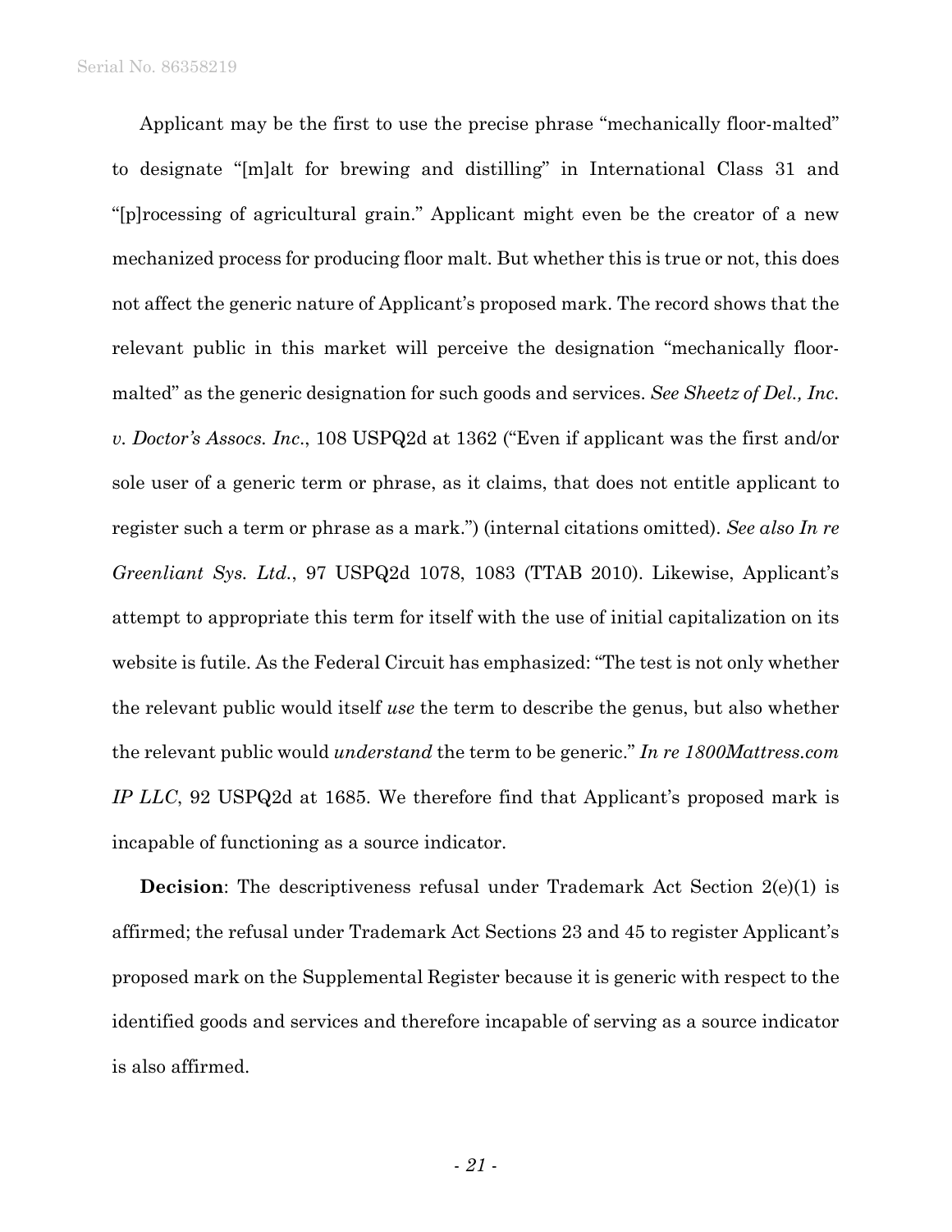Applicant may be the first to use the precise phrase "mechanically floor-malted" to designate "[m]alt for brewing and distilling" in International Class 31 and "[p]rocessing of agricultural grain." Applicant might even be the creator of a new mechanized process for producing floor malt. But whether this is true or not, this does not affect the generic nature of Applicant's proposed mark. The record shows that the relevant public in this market will perceive the designation "mechanically floor-malted" as the generic designation for such goods and services. *See Sheetz of Del., Inc. v. Doctor's Assocs. Inc.*, 108 USPQ2d at 1362 ("Even if applicant was the first and/or sole user of a generic term or phrase, as it claims, that does not entitle applicant to register such a term or phrase as a mark.") (internal citations omitted). *See also In re Greenliant Sys. Ltd.*, 97 USPQ2d 1078, 1083 (TTAB 2010). Likewise, Applicant's attempt to appropriate this term for itself with the use of initial capitalization on its website is futile. As the Federal Circuit has emphasized: "The test is not only whether the relevant public would itself *use* the term to describe the genus, but also whether the relevant public would *understand* the term to be generic." *In re 1800Mattress.com IP LLC*, 92 USPQ2d at 1685. We therefore find that Applicant's proposed mark is incapable of functioning as a source indicator.

**Decision**: The descriptiveness refusal under Trademark Act Section 2(e)(1) is affirmed; the refusal under Trademark Act Sections 23 and 45 to register Applicant's proposed mark on the Supplemental Register because it is generic with respect to the identified goods and services and therefore incapable of serving as a source indicator is also affirmed.